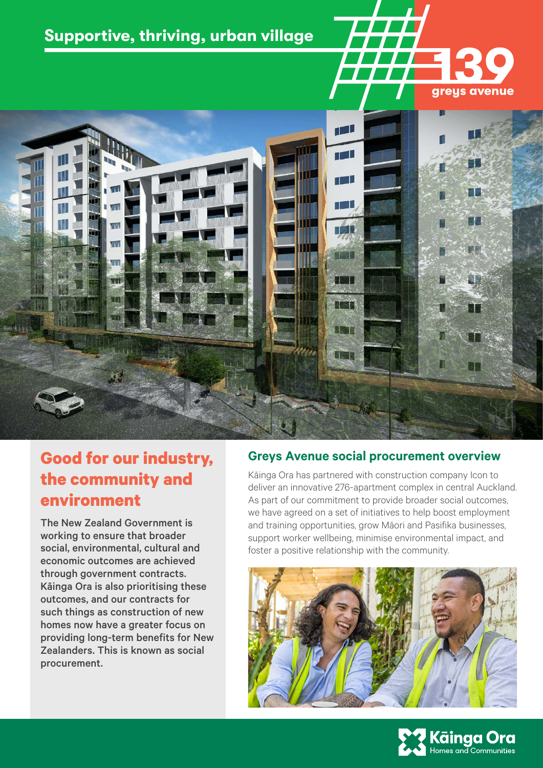# Supportive, thriving, urban village

139 greys avenue

## Good for our industry, the community and environment

The New Zealand Government is working to ensure that broader social, environmental, cultural and economic outcomes are achieved through government contracts. Kāinga Ora is also prioritising these outcomes, and our contracts for such things as construction of new homes now have a greater focus on providing long-term benefits for New Zealanders. This is known as social procurement.

## Greys Avenue social procurement overview

Kāinga Ora has partnered with construction company Icon to deliver an innovative 276-apartment complex in central Auckland. As part of our commitment to provide broader social outcomes, we have agreed on a set of initiatives to help boost employment and training opportunities, grow Māori and Pasifika businesses, support worker wellbeing, minimise environmental impact, and foster a positive relationship with the community.

Kāinga Ora
Homes and Communities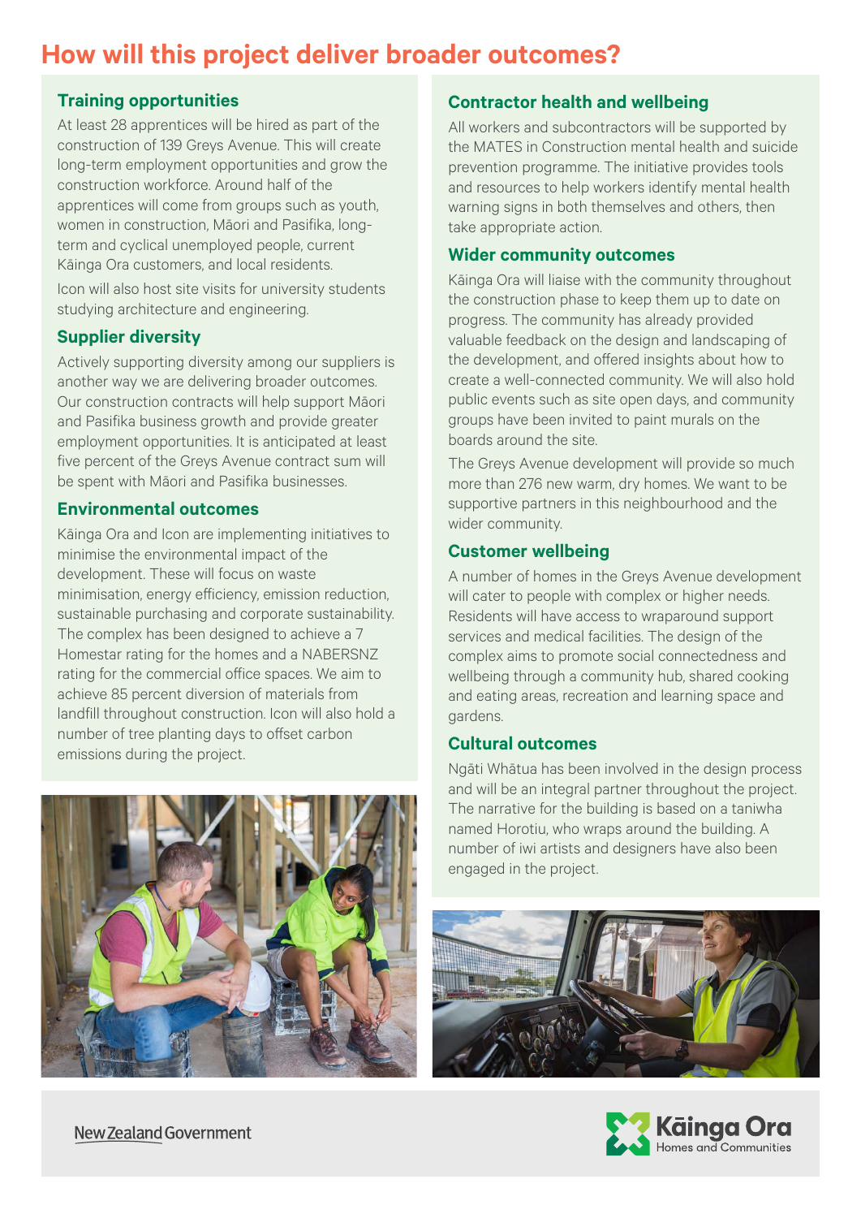# How will this project deliver broader outcomes?

## Training opportunities

At least 28 apprentices will be hired as part of the construction of 139 Greys Avenue. This will create long-term employment opportunities and grow the construction workforce. Around half of the apprentices will come from groups such as youth, women in construction, Māori and Pasifika, long-term and cyclical unemployed people, current Kāinga Ora customers, and local residents.

Icon will also host site visits for university students studying architecture and engineering.

## Supplier diversity

Actively supporting diversity among our suppliers is another way we are delivering broader outcomes. Our construction contracts will help support Māori and Pasifika business growth and provide greater employment opportunities. It is anticipated at least five percent of the Greys Avenue contract sum will be spent with Māori and Pasifika businesses.

## Environmental outcomes

Kāinga Ora and Icon are implementing initiatives to minimise the environmental impact of the development. These will focus on waste minimisation, energy efficiency, emission reduction, sustainable purchasing and corporate sustainability. The complex has been designed to achieve a 7 Homestar rating for the homes and a NABERSNZ rating for the commercial office spaces. We aim to achieve 85 percent diversion of materials from landfill throughout construction. Icon will also hold a number of tree planting days to offset carbon emissions during the project.

## Contractor health and wellbeing

All workers and subcontractors will be supported by the MATES in Construction mental health and suicide prevention programme. The initiative provides tools and resources to help workers identify mental health warning signs in both themselves and others, then take appropriate action.

## Wider community outcomes

Kāinga Ora will liaise with the community throughout the construction phase to keep them up to date on progress. The community has already provided valuable feedback on the design and landscaping of the development, and offered insights about how to create a well-connected community. We will also hold public events such as site open days, and community groups have been invited to paint murals on the boards around the site.

The Greys Avenue development will provide so much more than 276 new warm, dry homes. We want to be supportive partners in this neighbourhood and the wider community.

## Customer wellbeing

A number of homes in the Greys Avenue development will cater to people with complex or higher needs. Residents will have access to wraparound support services and medical facilities. The design of the complex aims to promote social connectedness and wellbeing through a community hub, shared cooking and eating areas, recreation and learning space and gardens.

## Cultural outcomes

Ngāti Whātua has been involved in the design process and will be an integral partner throughout the project. The narrative for the building is based on a taniwha named Horotiu, who wraps around the building. A number of iwi artists and designers have also been engaged in the project.

New Zealand Government

Kāinga Ora
Homes and Communities